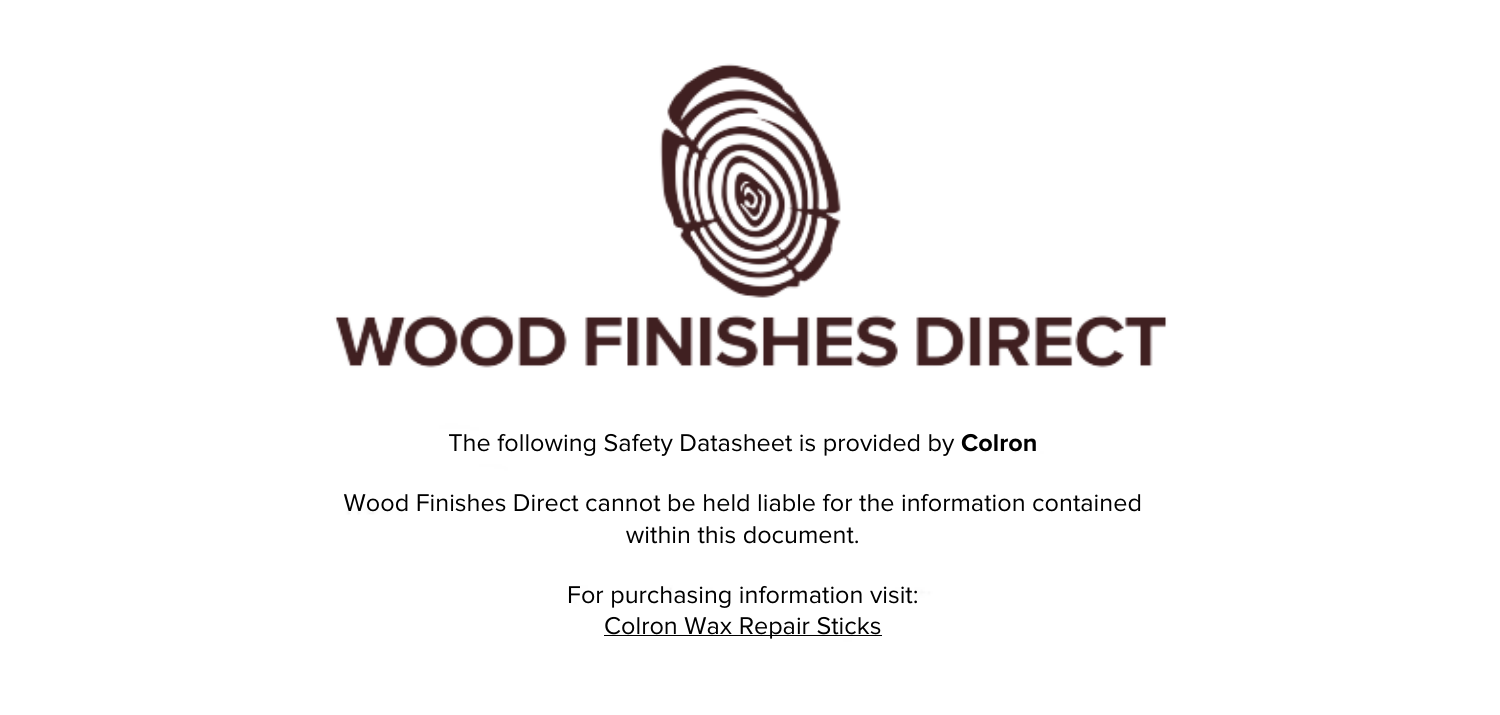# WOOD FINISHES DIRECT

The following Safety Datasheet is provided by **Colron**

Wood Finishes Direct cannot be held liable for the information contained within this document.

For purchasing information visit:
Colron Wax Repair Sticks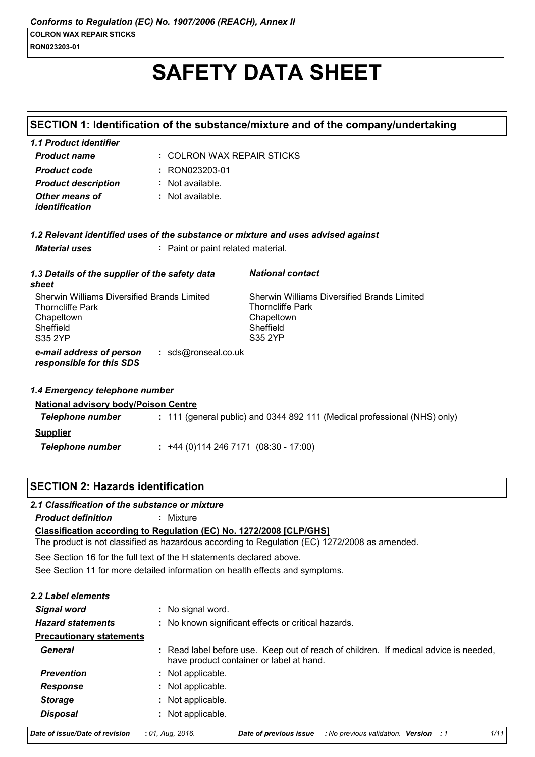# SAFETY DATA SHEET

## SECTION 1: Identification of the substance/mixture and of the company/undertaking

### 1.1 Product identifier

| | |
|---|---|
| ***Product name*** | : COLRON WAX REPAIR STICKS |
| ***Product code*** | : RON023203-01 |
| ***Product description*** | : Not available. |
| ***Other means of identification*** | : Not available. |

### 1.2 Relevant identified uses of the substance or mixture and uses advised against

***Material uses*** : Paint or paint related material.

### 1.3 Details of the supplier of the safety data sheet

Sherwin Williams Diversified Brands Limited
Thorncliffe Park
Chapeltown
Sheffield
S35 2YP

***National contact***

Sherwin Williams Diversified Brands Limited
Thorncliffe Park
Chapeltown
Sheffield
S35 2YP

***e-mail address of person responsible for this SDS*** : sds@ronseal.co.uk

### 1.4 Emergency telephone number

**National advisory body/Poison Centre**

***Telephone number*** : 111 (general public) and 0344 892 111 (Medical professional (NHS) only)

**Supplier**

***Telephone number*** : +44 (0)114 246 7171 (08:30 - 17:00)

## SECTION 2: Hazards identification

### 2.1 Classification of the substance or mixture

***Product definition*** : Mixture

**Classification according to Regulation (EC) No. 1272/2008 [CLP/GHS]**

The product is not classified as hazardous according to Regulation (EC) 1272/2008 as amended.

See Section 16 for the full text of the H statements declared above.

See Section 11 for more detailed information on health effects and symptoms.

### 2.2 Label elements

| | |
|---|---|
| ***Signal word*** | : No signal word. |
| ***Hazard statements*** | : No known significant effects or critical hazards. |
| **Precautionary statements** | |
| ***General*** | : Read label before use. Keep out of reach of children. If medical advice is needed, have product container or label at hand. |
| ***Prevention*** | : Not applicable. |
| ***Response*** | : Not applicable. |
| ***Storage*** | : Not applicable. |
| ***Disposal*** | : Not applicable. |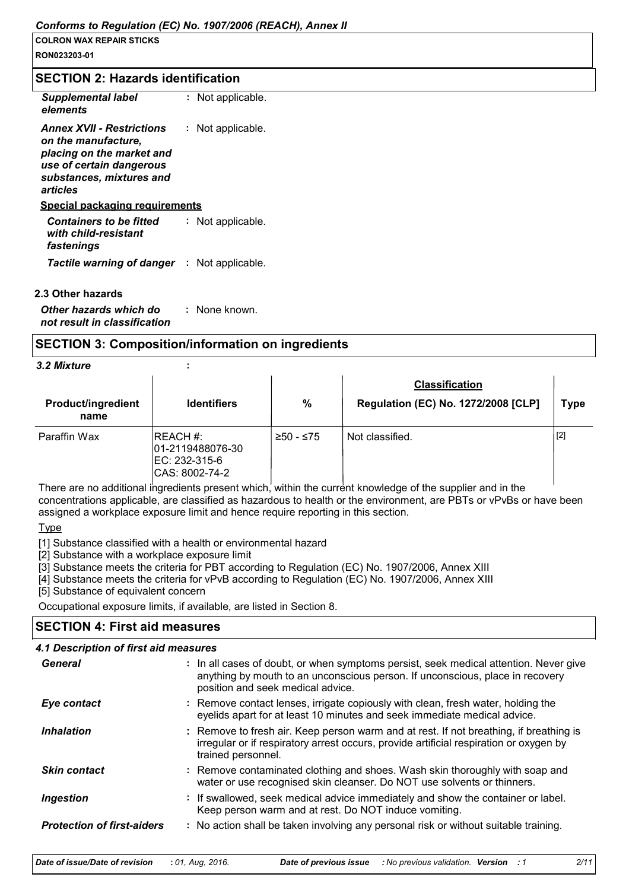## SECTION 2: Hazards identification

| | |
|---|---|
| ***Supplemental label elements*** | : Not applicable. |
| ***Annex XVII - Restrictions on the manufacture, placing on the market and use of certain dangerous substances, mixtures and articles*** | : Not applicable. |

**Special packaging requirements**

| | |
|---|---|
| ***Containers to be fitted with child-resistant fastenings*** | : Not applicable. |
| ***Tactile warning of danger*** | : Not applicable. |

### 2.3 Other hazards

| | |
|---|---|
| ***Other hazards which do not result in classification*** | : None known. |

## SECTION 3: Composition/information on ingredients

***3.2 Mixture*** :

| Product/ingredient name | Identifiers | % | Classification Regulation (EC) No. 1272/2008 [CLP] | Type |
|---|---|---|---|---|
| Paraffin Wax | REACH #: 01-2119488076-30 EC: 232-315-6 CAS: 8002-74-2 | ≥50 - ≤75 | Not classified. | [2] |

There are no additional ingredients present which, within the current knowledge of the supplier and in the concentrations applicable, are classified as hazardous to health or the environment, are PBTs or vPvBs or have been assigned a workplace exposure limit and hence require reporting in this section.

Type

[1] Substance classified with a health or environmental hazard

[2] Substance with a workplace exposure limit

[3] Substance meets the criteria for PBT according to Regulation (EC) No. 1907/2006, Annex XIII

[4] Substance meets the criteria for vPvB according to Regulation (EC) No. 1907/2006, Annex XIII

[5] Substance of equivalent concern

Occupational exposure limits, if available, are listed in Section 8.

## SECTION 4: First aid measures

### 4.1 Description of first aid measures

| | |
|---|---|
| ***General*** | : In all cases of doubt, or when symptoms persist, seek medical attention. Never give anything by mouth to an unconscious person. If unconscious, place in recovery position and seek medical advice. |
| ***Eye contact*** | : Remove contact lenses, irrigate copiously with clean, fresh water, holding the eyelids apart for at least 10 minutes and seek immediate medical advice. |
| ***Inhalation*** | : Remove to fresh air. Keep person warm and at rest. If not breathing, if breathing is irregular or if respiratory arrest occurs, provide artificial respiration or oxygen by trained personnel. |
| ***Skin contact*** | : Remove contaminated clothing and shoes. Wash skin thoroughly with soap and water or use recognised skin cleanser. Do NOT use solvents or thinners. |
| ***Ingestion*** | : If swallowed, seek medical advice immediately and show the container or label. Keep person warm and at rest. Do NOT induce vomiting. |
| ***Protection of first-aiders*** | : No action shall be taken involving any personal risk or without suitable training. |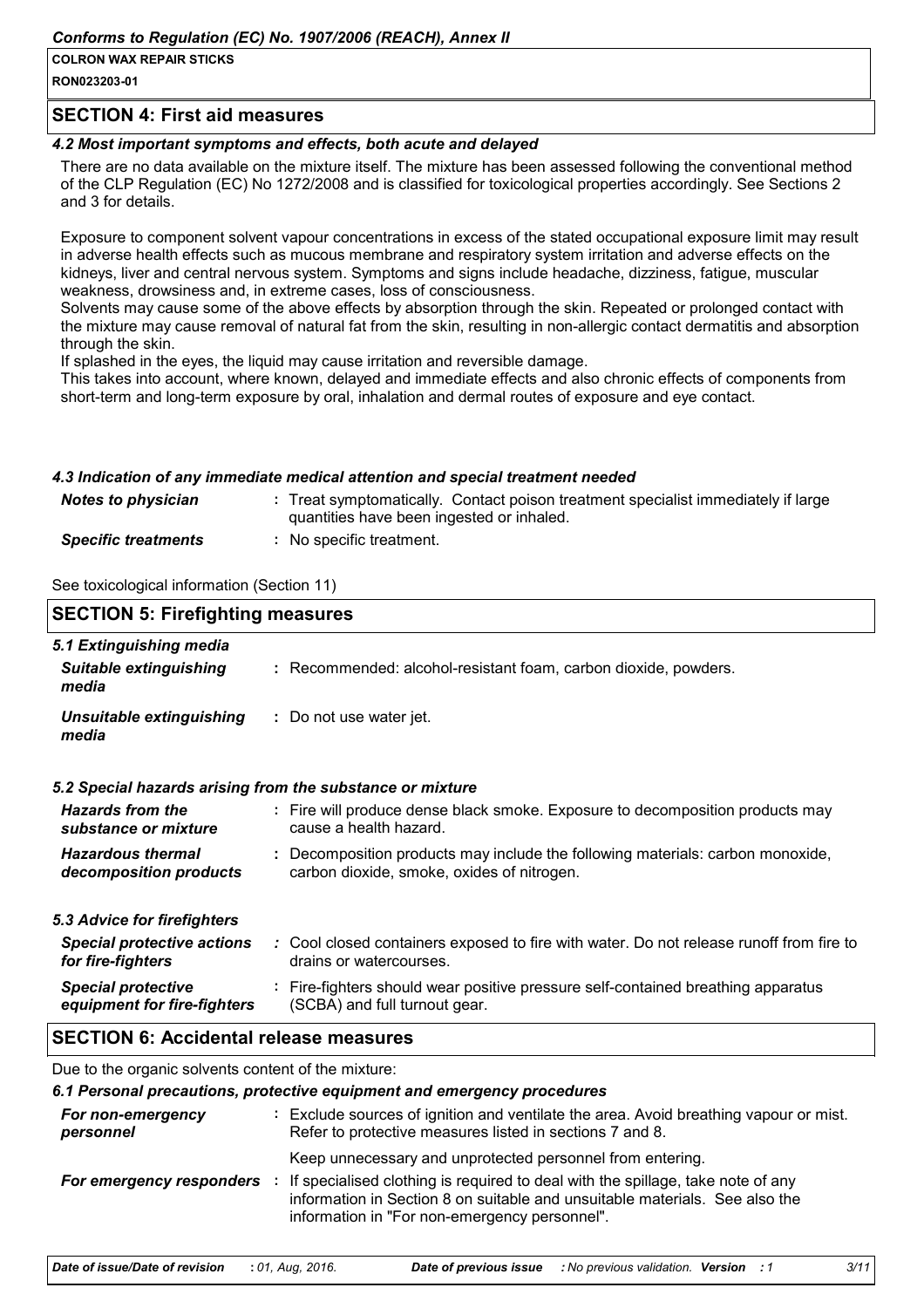## SECTION 4: First aid measures

### 4.2 Most important symptoms and effects, both acute and delayed

There are no data available on the mixture itself. The mixture has been assessed following the conventional method of the CLP Regulation (EC) No 1272/2008 and is classified for toxicological properties accordingly. See Sections 2 and 3 for details.

Exposure to component solvent vapour concentrations in excess of the stated occupational exposure limit may result in adverse health effects such as mucous membrane and respiratory system irritation and adverse effects on the kidneys, liver and central nervous system. Symptoms and signs include headache, dizziness, fatigue, muscular weakness, drowsiness and, in extreme cases, loss of consciousness.
Solvents may cause some of the above effects by absorption through the skin. Repeated or prolonged contact with the mixture may cause removal of natural fat from the skin, resulting in non-allergic contact dermatitis and absorption through the skin.
If splashed in the eyes, the liquid may cause irritation and reversible damage.
This takes into account, where known, delayed and immediate effects and also chronic effects of components from short-term and long-term exposure by oral, inhalation and dermal routes of exposure and eye contact.

### 4.3 Indication of any immediate medical attention and special treatment needed

| | |
|---|---|
| *Notes to physician* | : Treat symptomatically. Contact poison treatment specialist immediately if large quantities have been ingested or inhaled. |
| *Specific treatments* | : No specific treatment. |

See toxicological information (Section 11)

## SECTION 5: Firefighting measures

### 5.1 Extinguishing media

| | |
|---|---|
| *Suitable extinguishing media* | : Recommended: alcohol-resistant foam, carbon dioxide, powders. |
| *Unsuitable extinguishing media* | : Do not use water jet. |

### 5.2 Special hazards arising from the substance or mixture

| | |
|---|---|
| *Hazards from the substance or mixture* | : Fire will produce dense black smoke. Exposure to decomposition products may cause a health hazard. |
| *Hazardous thermal decomposition products* | : Decomposition products may include the following materials: carbon monoxide, carbon dioxide, smoke, oxides of nitrogen. |

### 5.3 Advice for firefighters

| | |
|---|---|
| *Special protective actions for fire-fighters* | : Cool closed containers exposed to fire with water. Do not release runoff from fire to drains or watercourses. |
| *Special protective equipment for fire-fighters* | : Fire-fighters should wear positive pressure self-contained breathing apparatus (SCBA) and full turnout gear. |

## SECTION 6: Accidental release measures

Due to the organic solvents content of the mixture:

### 6.1 Personal precautions, protective equipment and emergency procedures

| | |
|---|---|
| *For non-emergency personnel* | : Exclude sources of ignition and ventilate the area. Avoid breathing vapour or mist. Refer to protective measures listed in sections 7 and 8. Keep unnecessary and unprotected personnel from entering. |
| *For emergency responders* | : If specialised clothing is required to deal with the spillage, take note of any information in Section 8 on suitable and unsuitable materials. See also the information in "For non-emergency personnel". |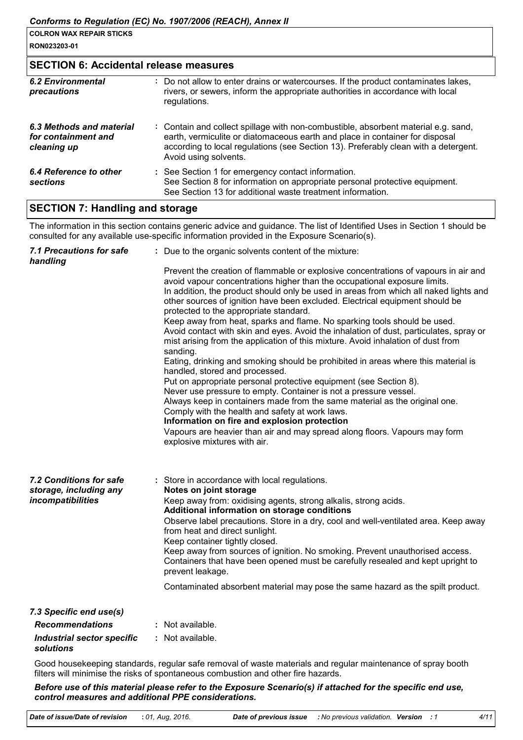## SECTION 6: Accidental release measures

| | |
|---|---|
| ***6.2 Environmental precautions*** | : Do not allow to enter drains or watercourses. If the product contaminates lakes, rivers, or sewers, inform the appropriate authorities in accordance with local regulations. |
| ***6.3 Methods and material for containment and cleaning up*** | : Contain and collect spillage with non-combustible, absorbent material e.g. sand, earth, vermiculite or diatomaceous earth and place in container for disposal according to local regulations (see Section 13). Preferably clean with a detergent. Avoid using solvents. |
| ***6.4 Reference to other sections*** | : See Section 1 for emergency contact information. See Section 8 for information on appropriate personal protective equipment. See Section 13 for additional waste treatment information. |

## SECTION 7: Handling and storage

The information in this section contains generic advice and guidance. The list of Identified Uses in Section 1 should be consulted for any available use-specific information provided in the Exposure Scenario(s).

***7.1 Precautions for safe handling***

: Due to the organic solvents content of the mixture:

Prevent the creation of flammable or explosive concentrations of vapours in air and avoid vapour concentrations higher than the occupational exposure limits.
In addition, the product should only be used in areas from which all naked lights and other sources of ignition have been excluded. Electrical equipment should be protected to the appropriate standard.
Keep away from heat, sparks and flame. No sparking tools should be used.
Avoid contact with skin and eyes. Avoid the inhalation of dust, particulates, spray or mist arising from the application of this mixture. Avoid inhalation of dust from sanding.
Eating, drinking and smoking should be prohibited in areas where this material is handled, stored and processed.
Put on appropriate personal protective equipment (see Section 8).
Never use pressure to empty. Container is not a pressure vessel.
Always keep in containers made from the same material as the original one.
Comply with the health and safety at work laws.

**Information on fire and explosion protection**

Vapours are heavier than air and may spread along floors. Vapours may form explosive mixtures with air.

***7.2 Conditions for safe storage, including any incompatibilities***

: Store in accordance with local regulations.

**Notes on joint storage**

Keep away from: oxidising agents, strong alkalis, strong acids.

**Additional information on storage conditions**

Observe label precautions. Store in a dry, cool and well-ventilated area. Keep away from heat and direct sunlight.
Keep container tightly closed.
Keep away from sources of ignition. No smoking. Prevent unauthorised access.
Containers that have been opened must be carefully resealed and kept upright to prevent leakage.

Contaminated absorbent material may pose the same hazard as the spilt product.

***7.3 Specific end use(s)***

| | |
|---|---|
| ***Recommendations*** | : Not available. |
| ***Industrial sector specific solutions*** | : Not available. |

Good housekeeping standards, regular safe removal of waste materials and regular maintenance of spray booth filters will minimise the risks of spontaneous combustion and other fire hazards.

***Before use of this material please refer to the Exposure Scenario(s) if attached for the specific end use, control measures and additional PPE considerations.***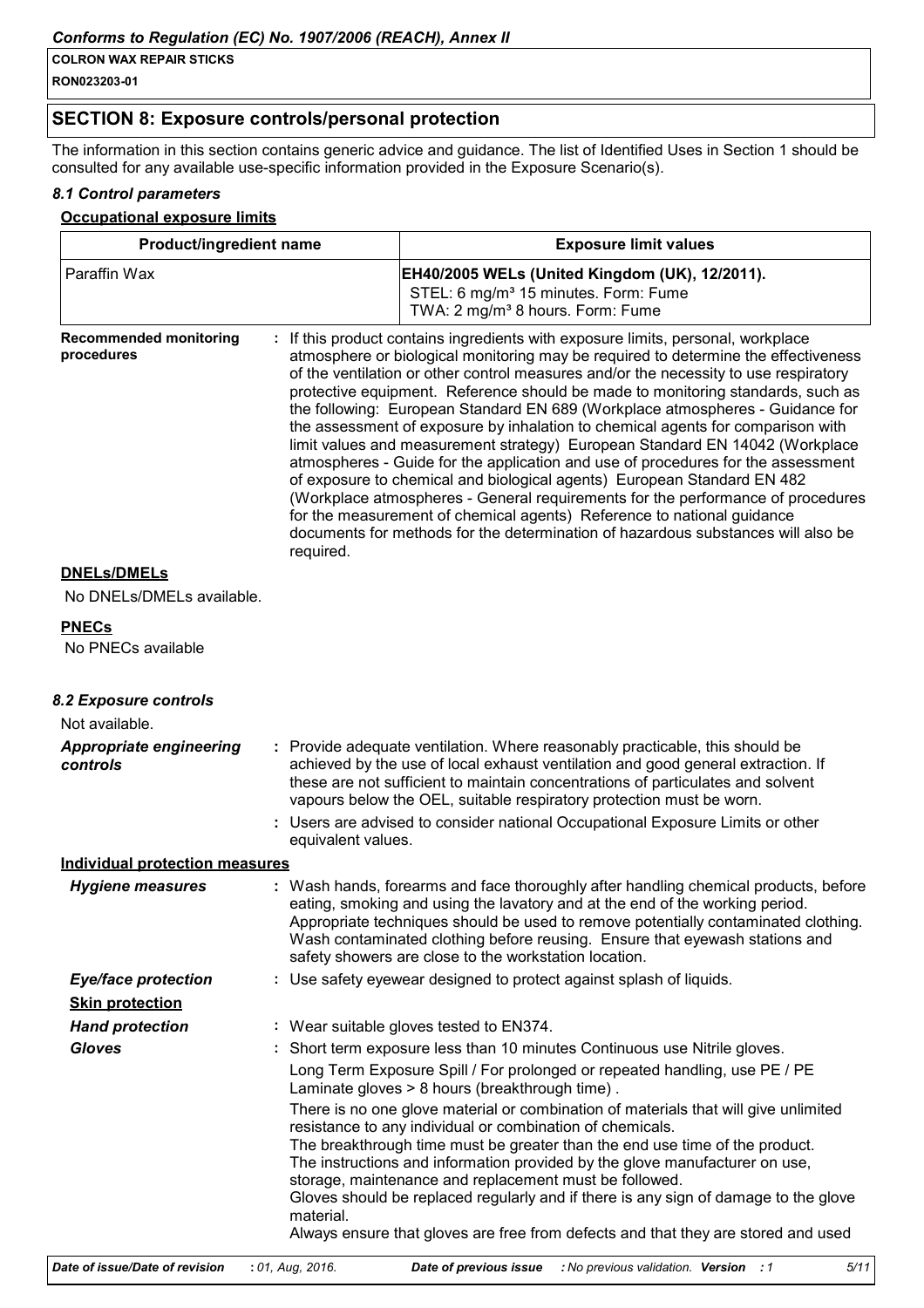## SECTION 8: Exposure controls/personal protection

The information in this section contains generic advice and guidance. The list of Identified Uses in Section 1 should be consulted for any available use-specific information provided in the Exposure Scenario(s).

### *8.1 Control parameters*

**Occupational exposure limits**

| Product/ingredient name | Exposure limit values |
|---|---|
| Paraffin Wax | **EH40/2005 WELs (United Kingdom (UK), 12/2011).** STEL: 6 mg/m³ 15 minutes. Form: Fume TWA: 2 mg/m³ 8 hours. Form: Fume |

**Recommended monitoring procedures** : If this product contains ingredients with exposure limits, personal, workplace atmosphere or biological monitoring may be required to determine the effectiveness of the ventilation or other control measures and/or the necessity to use respiratory protective equipment. Reference should be made to monitoring standards, such as the following: European Standard EN 689 (Workplace atmospheres - Guidance for the assessment of exposure by inhalation to chemical agents for comparison with limit values and measurement strategy) European Standard EN 14042 (Workplace atmospheres - Guide for the application and use of procedures for the assessment of exposure to chemical and biological agents) European Standard EN 482 (Workplace atmospheres - General requirements for the performance of procedures for the measurement of chemical agents) Reference to national guidance documents for methods for the determination of hazardous substances will also be required.

**DNELs/DMELs**

No DNELs/DMELs available.

**PNECs**

No PNECs available

### *8.2 Exposure controls*

Not available.

***Appropriate engineering controls*** : Provide adequate ventilation. Where reasonably practicable, this should be achieved by the use of local exhaust ventilation and good general extraction. If these are not sufficient to maintain concentrations of particulates and solvent vapours below the OEL, suitable respiratory protection must be worn.

: Users are advised to consider national Occupational Exposure Limits or other equivalent values.

**Individual protection measures**

***Hygiene measures*** : Wash hands, forearms and face thoroughly after handling chemical products, before eating, smoking and using the lavatory and at the end of the working period. Appropriate techniques should be used to remove potentially contaminated clothing. Wash contaminated clothing before reusing. Ensure that eyewash stations and safety showers are close to the workstation location.

***Eye/face protection*** : Use safety eyewear designed to protect against splash of liquids.

**Skin protection**

***Hand protection*** : Wear suitable gloves tested to EN374.

***Gloves*** : Short term exposure less than 10 minutes Continuous use Nitrile gloves.

Long Term Exposure Spill / For prolonged or repeated handling, use PE / PE Laminate gloves > 8 hours (breakthrough time) .

There is no one glove material or combination of materials that will give unlimited resistance to any individual or combination of chemicals.
The breakthrough time must be greater than the end use time of the product.
The instructions and information provided by the glove manufacturer on use, storage, maintenance and replacement must be followed.
Gloves should be replaced regularly and if there is any sign of damage to the glove material.
Always ensure that gloves are free from defects and that they are stored and used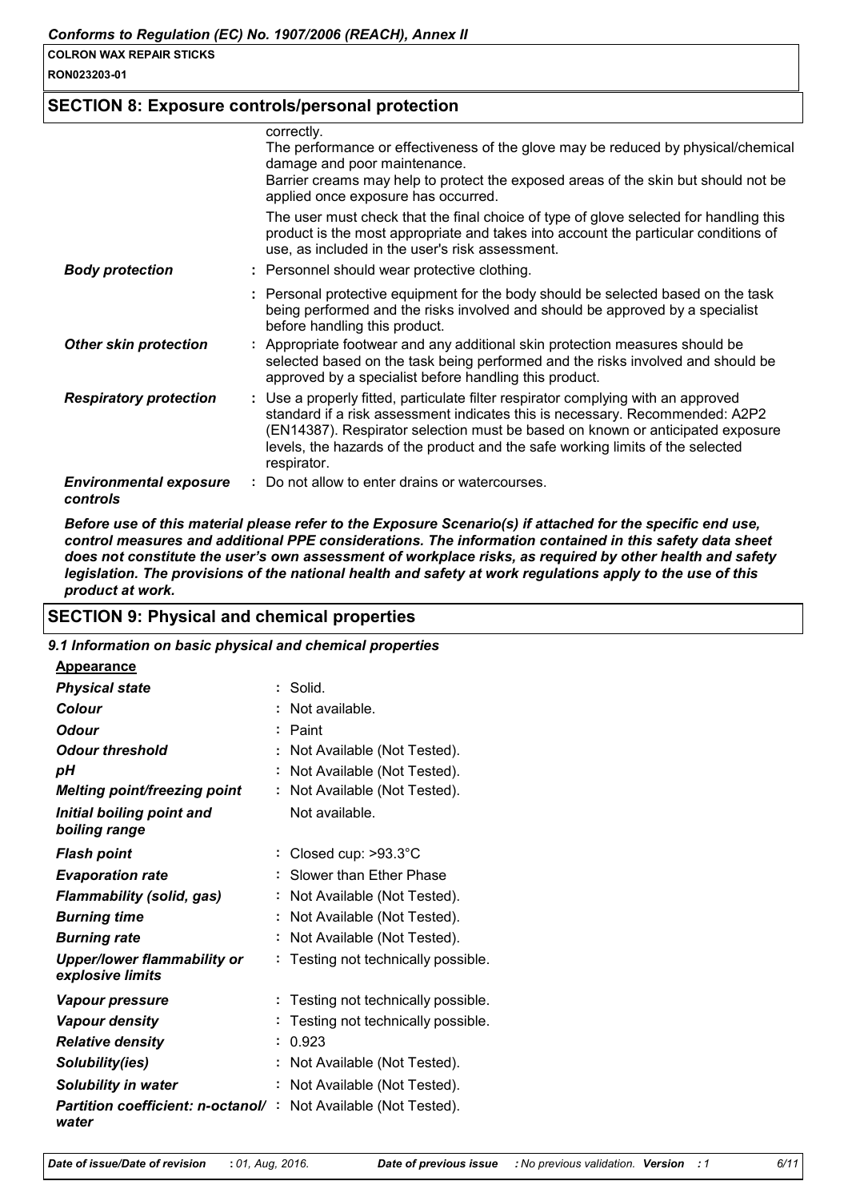## SECTION 8: Exposure controls/personal protection

| | |
|---|---|
| | correctly.<br>The performance or effectiveness of the glove may be reduced by physical/chemical damage and poor maintenance.<br>Barrier creams may help to protect the exposed areas of the skin but should not be applied once exposure has occurred.<br>The user must check that the final choice of type of glove selected for handling this product is the most appropriate and takes into account the particular conditions of use, as included in the user's risk assessment. |
| ***Body protection*** | : Personnel should wear protective clothing. |
| | : Personal protective equipment for the body should be selected based on the task being performed and the risks involved and should be approved by a specialist before handling this product. |
| ***Other skin protection*** | : Appropriate footwear and any additional skin protection measures should be selected based on the task being performed and the risks involved and should be approved by a specialist before handling this product. |
| ***Respiratory protection*** | : Use a properly fitted, particulate filter respirator complying with an approved standard if a risk assessment indicates this is necessary. Recommended: A2P2 (EN14387). Respirator selection must be based on known or anticipated exposure levels, the hazards of the product and the safe working limits of the selected respirator. |
| ***Environmental exposure controls*** | : Do not allow to enter drains or watercourses. |

***Before use of this material please refer to the Exposure Scenario(s) if attached for the specific end use, control measures and additional PPE considerations. The information contained in this safety data sheet does not constitute the user's own assessment of workplace risks, as required by other health and safety legislation. The provisions of the national health and safety at work regulations apply to the use of this product at work.***

## SECTION 9: Physical and chemical properties

### *9.1 Information on basic physical and chemical properties*

**Appearance**

| | |
|---|---|
| ***Physical state*** | : Solid. |
| ***Colour*** | : Not available. |
| ***Odour*** | : Paint |
| ***Odour threshold*** | : Not Available (Not Tested). |
| ***pH*** | : Not Available (Not Tested). |
| ***Melting point/freezing point*** | : Not Available (Not Tested). |
| ***Initial boiling point and boiling range*** | Not available. |
| ***Flash point*** | : Closed cup: >93.3°C |
| ***Evaporation rate*** | : Slower than Ether Phase |
| ***Flammability (solid, gas)*** | : Not Available (Not Tested). |
| ***Burning time*** | : Not Available (Not Tested). |
| ***Burning rate*** | : Not Available (Not Tested). |
| ***Upper/lower flammability or explosive limits*** | : Testing not technically possible. |
| ***Vapour pressure*** | : Testing not technically possible. |
| ***Vapour density*** | : Testing not technically possible. |
| ***Relative density*** | : 0.923 |
| ***Solubility(ies)*** | : Not Available (Not Tested). |
| ***Solubility in water*** | : Not Available (Not Tested). |
| ***Partition coefficient: n-octanol/water*** | : Not Available (Not Tested). |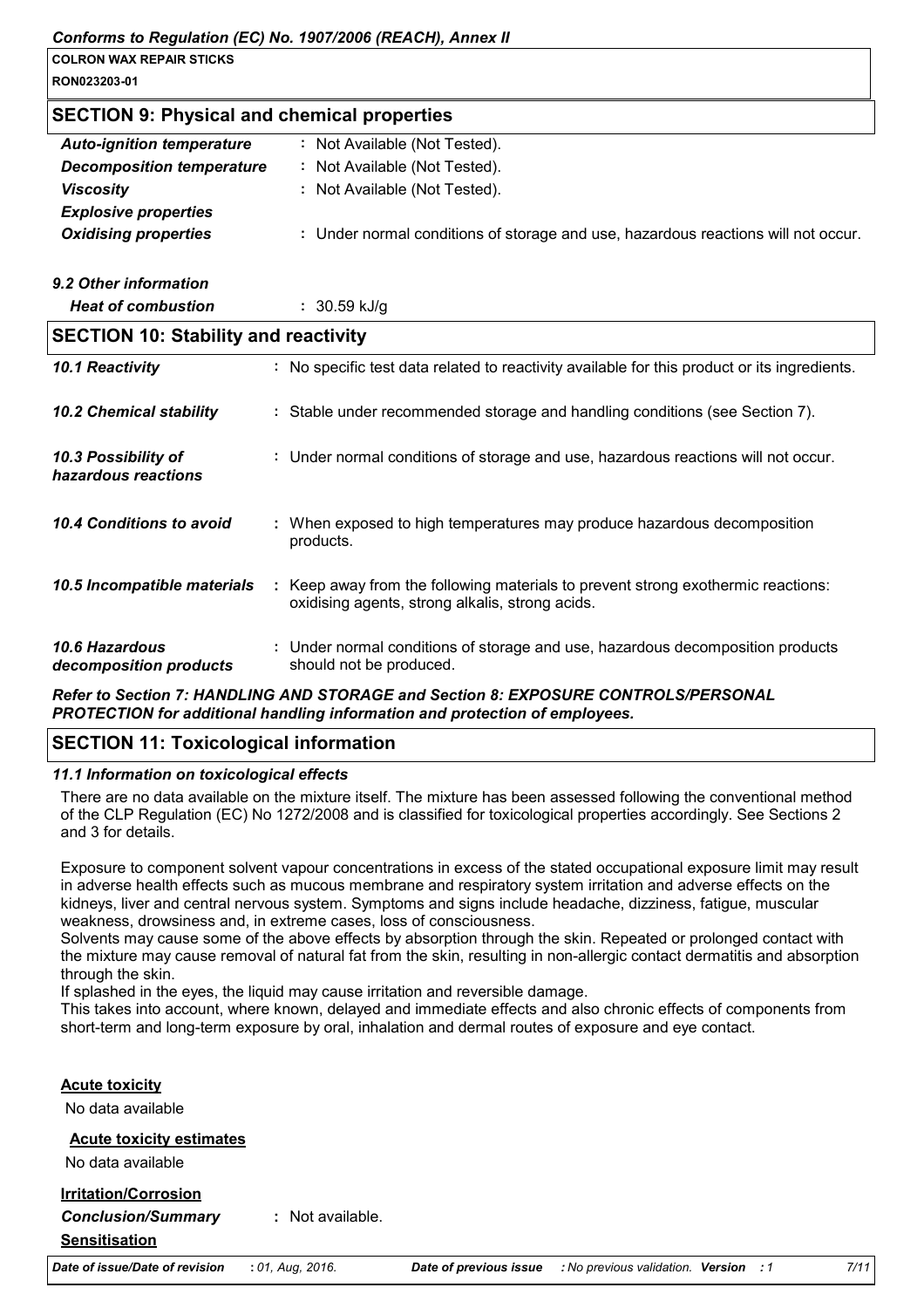## SECTION 9: Physical and chemical properties

| | |
|---|---|
| *Auto-ignition temperature* | : Not Available (Not Tested). |
| *Decomposition temperature* | : Not Available (Not Tested). |
| *Viscosity* | : Not Available (Not Tested). |
| *Explosive properties* | |
| *Oxidising properties* | : Under normal conditions of storage and use, hazardous reactions will not occur. |

*9.2 Other information*

| | |
|---|---|
| *Heat of combustion* | : 30.59 kJ/g |

## SECTION 10: Stability and reactivity

| | |
|---|---|
| *10.1 Reactivity* | : No specific test data related to reactivity available for this product or its ingredients. |
| *10.2 Chemical stability* | : Stable under recommended storage and handling conditions (see Section 7). |
| *10.3 Possibility of hazardous reactions* | : Under normal conditions of storage and use, hazardous reactions will not occur. |
| *10.4 Conditions to avoid* | : When exposed to high temperatures may produce hazardous decomposition products. |
| *10.5 Incompatible materials* | : Keep away from the following materials to prevent strong exothermic reactions: oxidising agents, strong alkalis, strong acids. |
| *10.6 Hazardous decomposition products* | : Under normal conditions of storage and use, hazardous decomposition products should not be produced. |

***Refer to Section 7: HANDLING AND STORAGE and Section 8: EXPOSURE CONTROLS/PERSONAL PROTECTION for additional handling information and protection of employees.***

## SECTION 11: Toxicological information

*11.1 Information on toxicological effects*

There are no data available on the mixture itself. The mixture has been assessed following the conventional method of the CLP Regulation (EC) No 1272/2008 and is classified for toxicological properties accordingly. See Sections 2 and 3 for details.

Exposure to component solvent vapour concentrations in excess of the stated occupational exposure limit may result in adverse health effects such as mucous membrane and respiratory system irritation and adverse effects on the kidneys, liver and central nervous system. Symptoms and signs include headache, dizziness, fatigue, muscular weakness, drowsiness and, in extreme cases, loss of consciousness.
Solvents may cause some of the above effects by absorption through the skin. Repeated or prolonged contact with the mixture may cause removal of natural fat from the skin, resulting in non-allergic contact dermatitis and absorption through the skin.
If splashed in the eyes, the liquid may cause irritation and reversible damage.
This takes into account, where known, delayed and immediate effects and also chronic effects of components from short-term and long-term exposure by oral, inhalation and dermal routes of exposure and eye contact.

**Acute toxicity**

No data available

**Acute toxicity estimates**

No data available

**Irritation/Corrosion**

*Conclusion/Summary* : Not available.

**Sensitisation**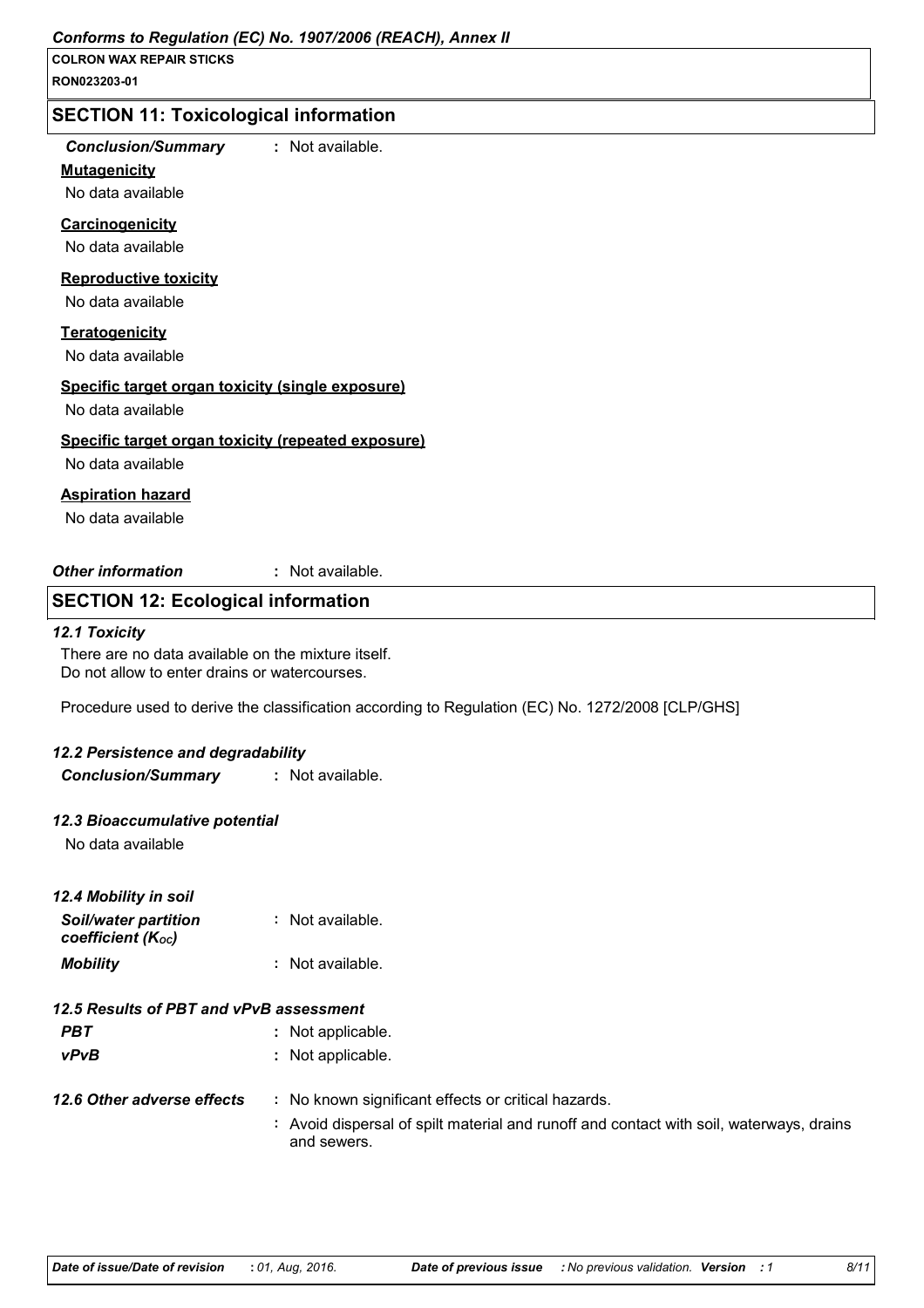## SECTION 11: Toxicological information

*Conclusion/Summary* : Not available.

**Mutagenicity**

No data available

**Carcinogenicity**

No data available

**Reproductive toxicity**

No data available

**Teratogenicity**

No data available

**Specific target organ toxicity (single exposure)**

No data available

**Specific target organ toxicity (repeated exposure)**

No data available

**Aspiration hazard**

No data available

*Other information* : Not available.

## SECTION 12: Ecological information

### *12.1 Toxicity*

There are no data available on the mixture itself.
Do not allow to enter drains or watercourses.

Procedure used to derive the classification according to Regulation (EC) No. 1272/2008 [CLP/GHS]

### *12.2 Persistence and degradability*

*Conclusion/Summary* : Not available.

### *12.3 Bioaccumulative potential*

No data available

### *12.4 Mobility in soil*

*Soil/water partition coefficient ($K_{OC}$)* : Not available.

*Mobility* : Not available.

### *12.5 Results of PBT and vPvB assessment*

*PBT* : Not applicable.

*vPvB* : Not applicable.

### *12.6 Other adverse effects*

: No known significant effects or critical hazards.

: Avoid dispersal of spilt material and runoff and contact with soil, waterways, drains and sewers.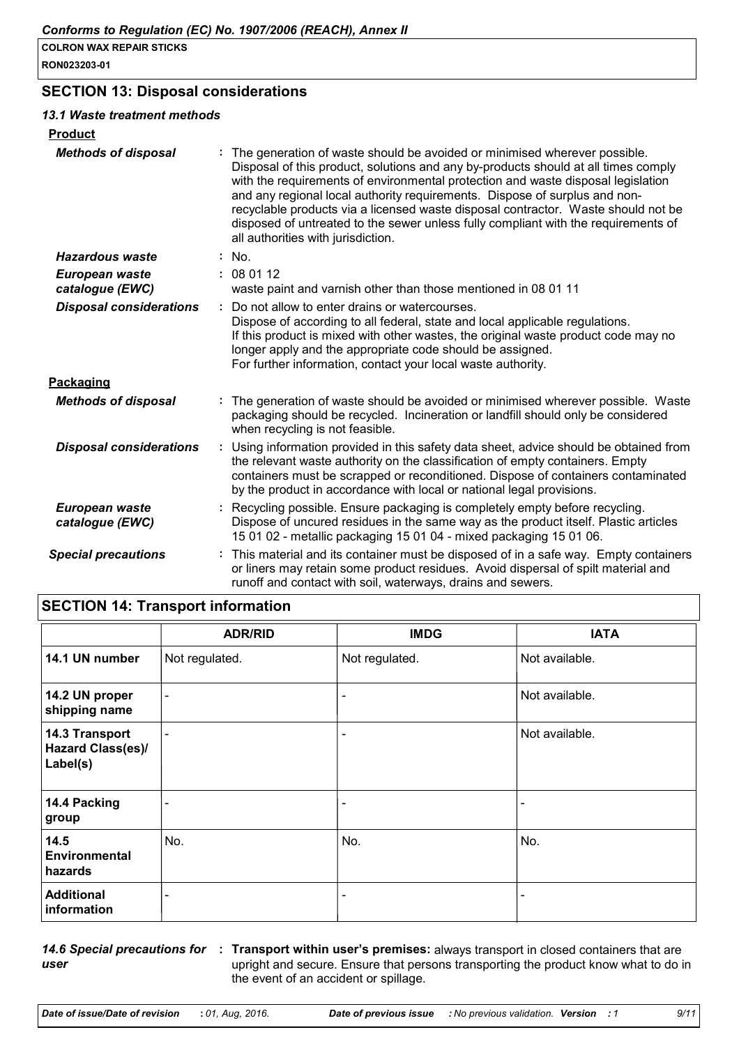## SECTION 13: Disposal considerations

### 13.1 Waste treatment methods

**Product**

***Methods of disposal*** : The generation of waste should be avoided or minimised wherever possible. Disposal of this product, solutions and any by-products should at all times comply with the requirements of environmental protection and waste disposal legislation and any regional local authority requirements. Dispose of surplus and non-recyclable products via a licensed waste disposal contractor. Waste should not be disposed of untreated to the sewer unless fully compliant with the requirements of all authorities with jurisdiction.

***Hazardous waste*** : No.

***European waste catalogue (EWC)*** : 08 01 12
waste paint and varnish other than those mentioned in 08 01 11

***Disposal considerations*** : Do not allow to enter drains or watercourses.
Dispose of according to all federal, state and local applicable regulations.
If this product is mixed with other wastes, the original waste product code may no longer apply and the appropriate code should be assigned.
For further information, contact your local waste authority.

**Packaging**

***Methods of disposal*** : The generation of waste should be avoided or minimised wherever possible. Waste packaging should be recycled. Incineration or landfill should only be considered when recycling is not feasible.

***Disposal considerations*** : Using information provided in this safety data sheet, advice should be obtained from the relevant waste authority on the classification of empty containers. Empty containers must be scrapped or reconditioned. Dispose of containers contaminated by the product in accordance with local or national legal provisions.

***European waste catalogue (EWC)*** : Recycling possible. Ensure packaging is completely empty before recycling. Dispose of uncured residues in the same way as the product itself. Plastic articles 15 01 02 - metallic packaging 15 01 04 - mixed packaging 15 01 06.

***Special precautions*** : This material and its container must be disposed of in a safe way. Empty containers or liners may retain some product residues. Avoid dispersal of spilt material and runoff and contact with soil, waterways, drains and sewers.

## SECTION 14: Transport information

| | ADR/RID | IMDG | IATA |
|---|---|---|---|
| **14.1 UN number** | Not regulated. | Not regulated. | Not available. |
| **14.2 UN proper shipping name** | - | - | Not available. |
| **14.3 Transport Hazard Class(es)/ Label(s)** | - | - | Not available. |
| **14.4 Packing group** | - | - | - |
| **14.5 Environmental hazards** | No. | No. | No. |
| **Additional information** | - | - | - |

***14.6 Special precautions for user*** : **Transport within user's premises:** always transport in closed containers that are upright and secure. Ensure that persons transporting the product know what to do in the event of an accident or spillage.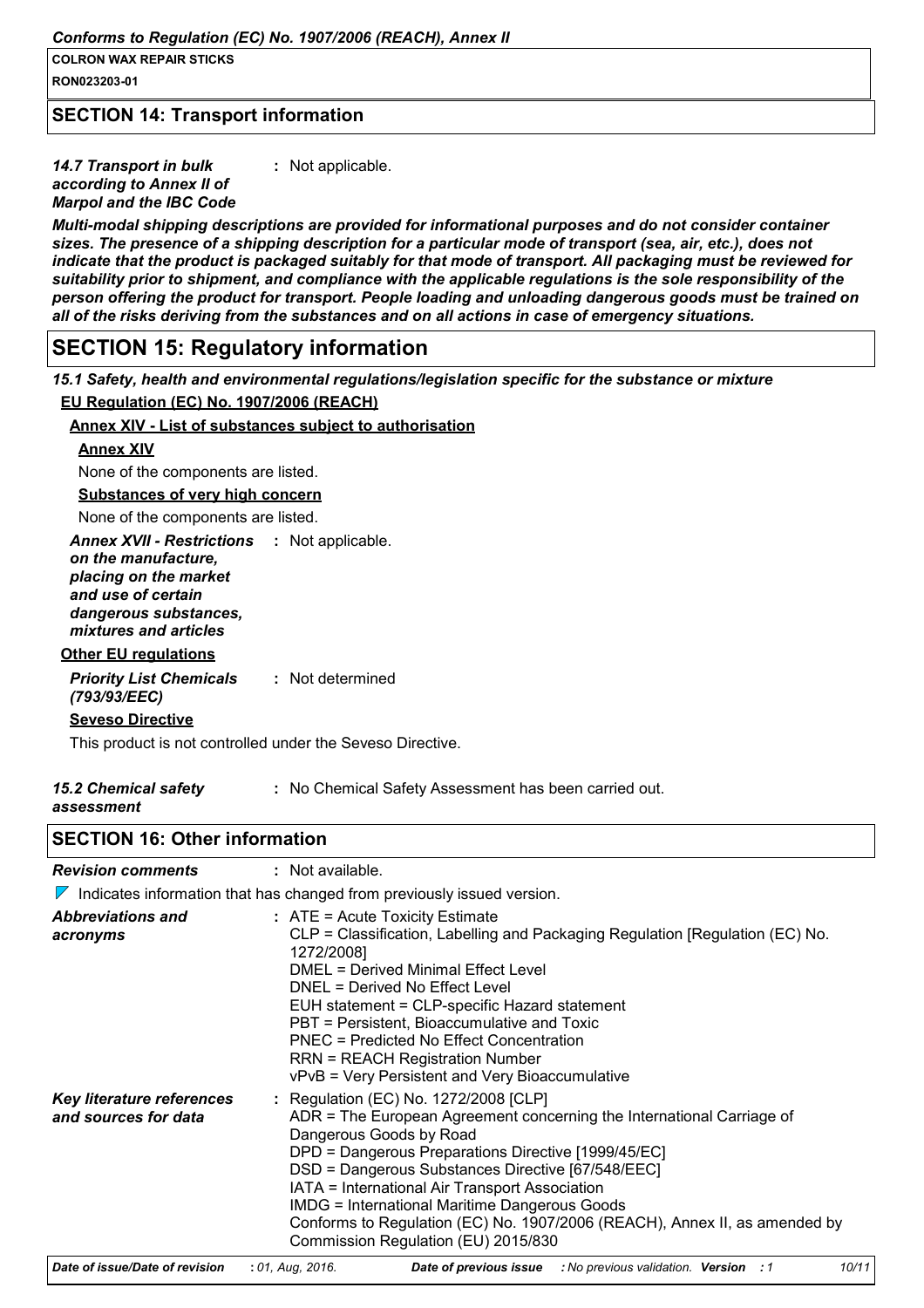## SECTION 14: Transport information

***14.7 Transport in bulk according to Annex II of Marpol and the IBC Code*** : Not applicable.

***Multi-modal shipping descriptions are provided for informational purposes and do not consider container sizes. The presence of a shipping description for a particular mode of transport (sea, air, etc.), does not indicate that the product is packaged suitably for that mode of transport. All packaging must be reviewed for suitability prior to shipment, and compliance with the applicable regulations is the sole responsibility of the person offering the product for transport. People loading and unloading dangerous goods must be trained on all of the risks deriving from the substances and on all actions in case of emergency situations.***

# SECTION 15: Regulatory information

***15.1 Safety, health and environmental regulations/legislation specific for the substance or mixture***

**EU Regulation (EC) No. 1907/2006 (REACH)**

**Annex XIV - List of substances subject to authorisation**

**Annex XIV**

None of the components are listed.

**Substances of very high concern**

None of the components are listed.

***Annex XVII - Restrictions on the manufacture, placing on the market and use of certain dangerous substances, mixtures and articles*** : Not applicable.

**Other EU regulations**

***Priority List Chemicals (793/93/EEC)*** : Not determined

**Seveso Directive**

This product is not controlled under the Seveso Directive.

***15.2 Chemical safety assessment*** : No Chemical Safety Assessment has been carried out.

## SECTION 16: Other information

***Revision comments*** : Not available.

Indicates information that has changed from previously issued version.

***Abbreviations and acronyms*** :
- ATE = Acute Toxicity Estimate
- CLP = Classification, Labelling and Packaging Regulation [Regulation (EC) No. 1272/2008]
- DMEL = Derived Minimal Effect Level
- DNEL = Derived No Effect Level
- EUH statement = CLP-specific Hazard statement
- PBT = Persistent, Bioaccumulative and Toxic
- PNEC = Predicted No Effect Concentration
- RRN = REACH Registration Number
- vPvB = Very Persistent and Very Bioaccumulative

***Key literature references and sources for data*** :
- Regulation (EC) No. 1272/2008 [CLP]
- ADR = The European Agreement concerning the International Carriage of Dangerous Goods by Road
- DPD = Dangerous Preparations Directive [1999/45/EC]
- DSD = Dangerous Substances Directive [67/548/EEC]
- IATA = International Air Transport Association
- IMDG = International Maritime Dangerous Goods
- Conforms to Regulation (EC) No. 1907/2006 (REACH), Annex II, as amended by Commission Regulation (EU) 2015/830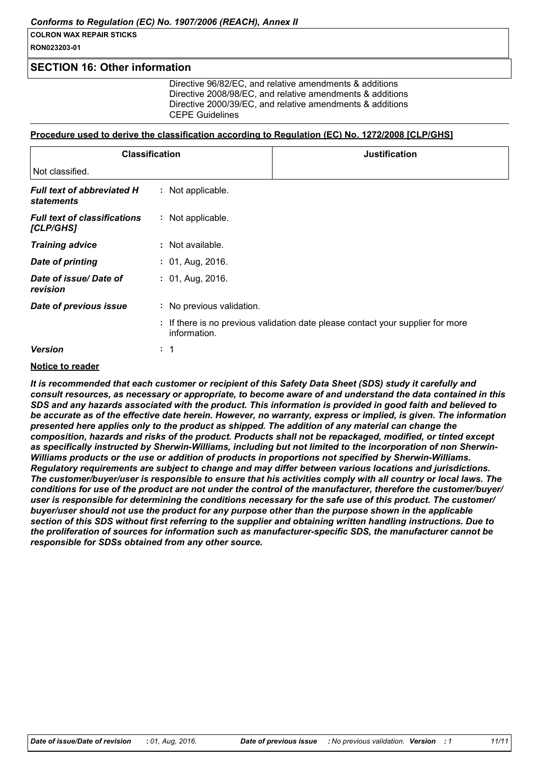## SECTION 16: Other information

Directive 96/82/EC, and relative amendments & additions
Directive 2008/98/EC, and relative amendments & additions
Directive 2000/39/EC, and relative amendments & additions
CEPE Guidelines

**Procedure used to derive the classification according to Regulation (EC) No. 1272/2008 [CLP/GHS]**

| Classification | Justification |
| --- | --- |
| Not classified. | |

| | |
| --- | --- |
| ***Full text of abbreviated H statements*** | : Not applicable. |
| ***Full text of classifications [CLP/GHS]*** | : Not applicable. |
| ***Training advice*** | : Not available. |
| ***Date of printing*** | : 01, Aug, 2016. |
| ***Date of issue/ Date of revision*** | : 01, Aug, 2016. |
| ***Date of previous issue*** | : No previous validation. |
| | : If there is no previous validation date please contact your supplier for more information. |
| ***Version*** | : 1 |

**Notice to reader**

***It is recommended that each customer or recipient of this Safety Data Sheet (SDS) study it carefully and consult resources, as necessary or appropriate, to become aware of and understand the data contained in this SDS and any hazards associated with the product. This information is provided in good faith and believed to be accurate as of the effective date herein. However, no warranty, express or implied, is given. The information presented here applies only to the product as shipped. The addition of any material can change the composition, hazards and risks of the product. Products shall not be repackaged, modified, or tinted except as specifically instructed by Sherwin-Williams, including but not limited to the incorporation of non Sherwin-Williams products or the use or addition of products in proportions not specified by Sherwin-Williams. Regulatory requirements are subject to change and may differ between various locations and jurisdictions. The customer/buyer/user is responsible to ensure that his activities comply with all country or local laws. The conditions for use of the product are not under the control of the manufacturer, therefore the customer/buyer/ user is responsible for determining the conditions necessary for the safe use of this product. The customer/ buyer/user should not use the product for any purpose other than the purpose shown in the applicable section of this SDS without first referring to the supplier and obtaining written handling instructions. Due to the proliferation of sources for information such as manufacturer-specific SDS, the manufacturer cannot be responsible for SDSs obtained from any other source.***